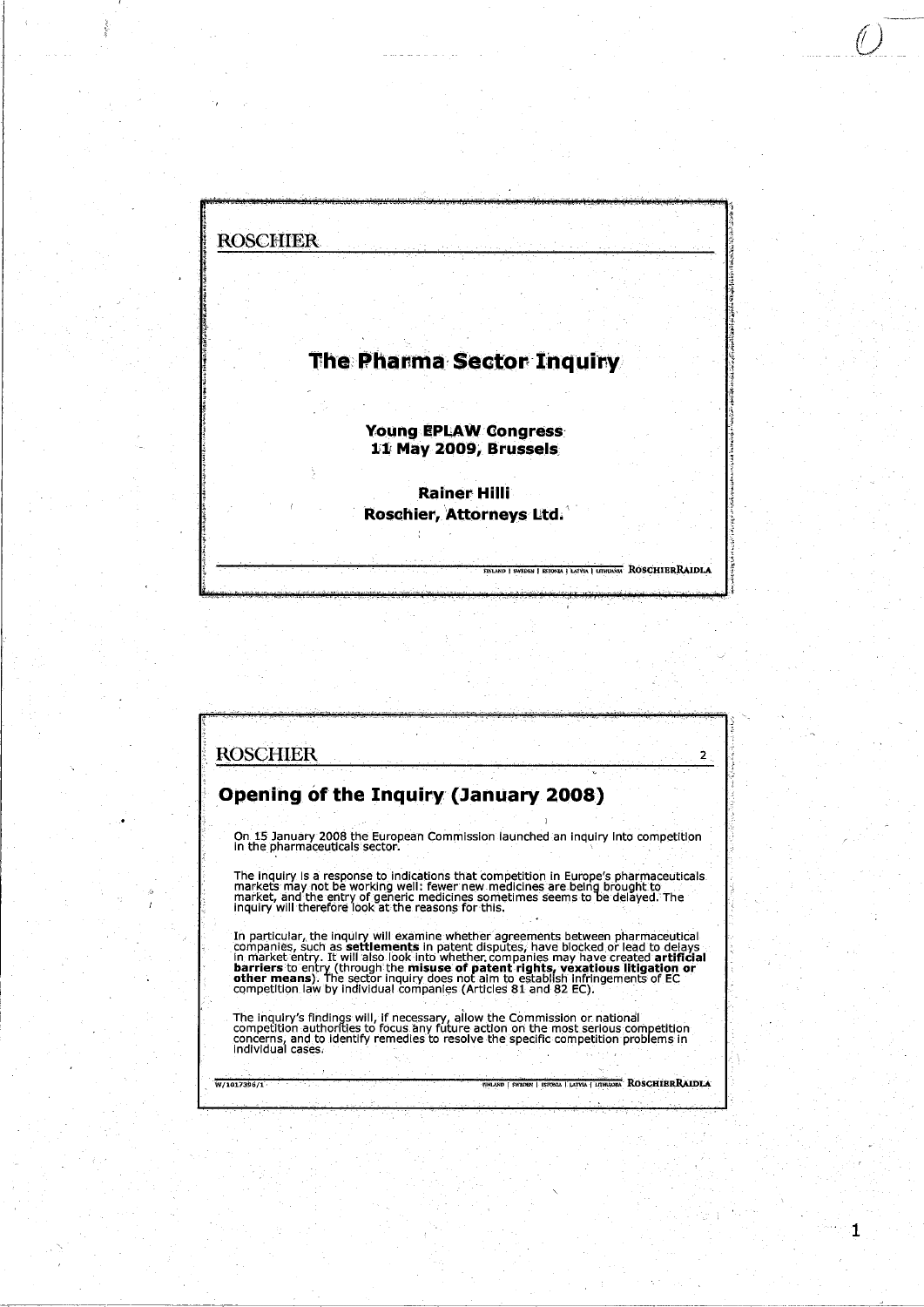ROSCHIER

# The Pharma Sector Inquiry

**Young EPLAW Congress**
**11 May 2009, Brussels**

**Rainer Hilli**
**Roschier, Attorneys Ltd.**

FINLAND | SWEDEN | ESTONIA | LATVIA | LITHUANIA ROSCHIERRAIDLA

---

ROSCHIER

## Opening of the Inquiry (January 2008)

On 15 January 2008 the European Commission launched an inquiry into competition in the pharmaceuticals sector.

The inquiry is a response to indications that competition in Europe's pharmaceuticals markets may not be working well: fewer new medicines are being brought to market, and the entry of generic medicines sometimes seems to be delayed. The inquiry will therefore look at the reasons for this.

In particular, the inquiry will examine whether agreements between pharmaceutical companies, such as **settlements** in patent disputes, have blocked or lead to delays in market entry. It will also look into whether companies may have created **artificial barriers** to entry (through the **misuse of patent rights, vexatious litigation or other means**). The sector inquiry does not aim to establish infringements of EC competition law by individual companies (Articles 81 and 82 EC).

The inquiry's findings will, if necessary, allow the Commission or national competition authorities to focus any future action on the most serious competition concerns, and to identify remedies to resolve the specific competition problems in individual cases.

W/1017396/1

FINLAND | SWEDEN | ESTONIA | LATVIA | LITHUANIA ROSCHIERRAIDLA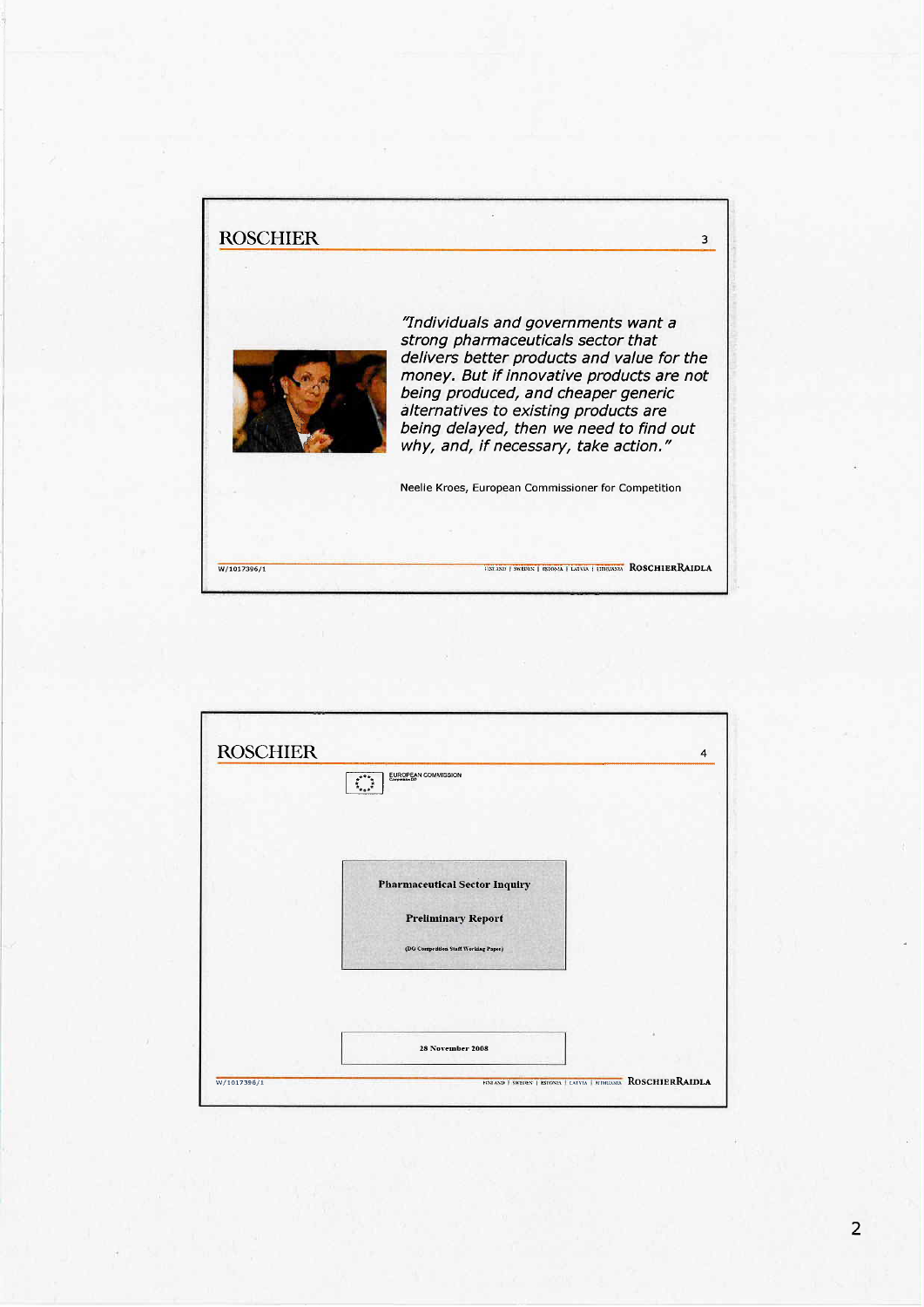## ROSCHIER

*"Individuals and governments want a strong pharmaceuticals sector that delivers better products and value for the money. But if innovative products are not being produced, and cheaper generic alternatives to existing products are being delayed, then we need to find out why, and, if necessary, take action."*

Neelie Kroes, European Commissioner for Competition

W/1017396/1

FINLAND | SWEDEN | ESTONIA | LATVIA | LITHUANIA ROSCHIERRAIDLA

---

## ROSCHIER

EUROPEAN COMMISSION

**Pharmaceutical Sector Inquiry**

**Preliminary Report**

**(DG Competition Staff Working Paper)**

**28 November 2008**

W/1017396/1

FINLAND | SWEDEN | ESTONIA | LATVIA | LITHUANIA ROSCHIERRAIDLA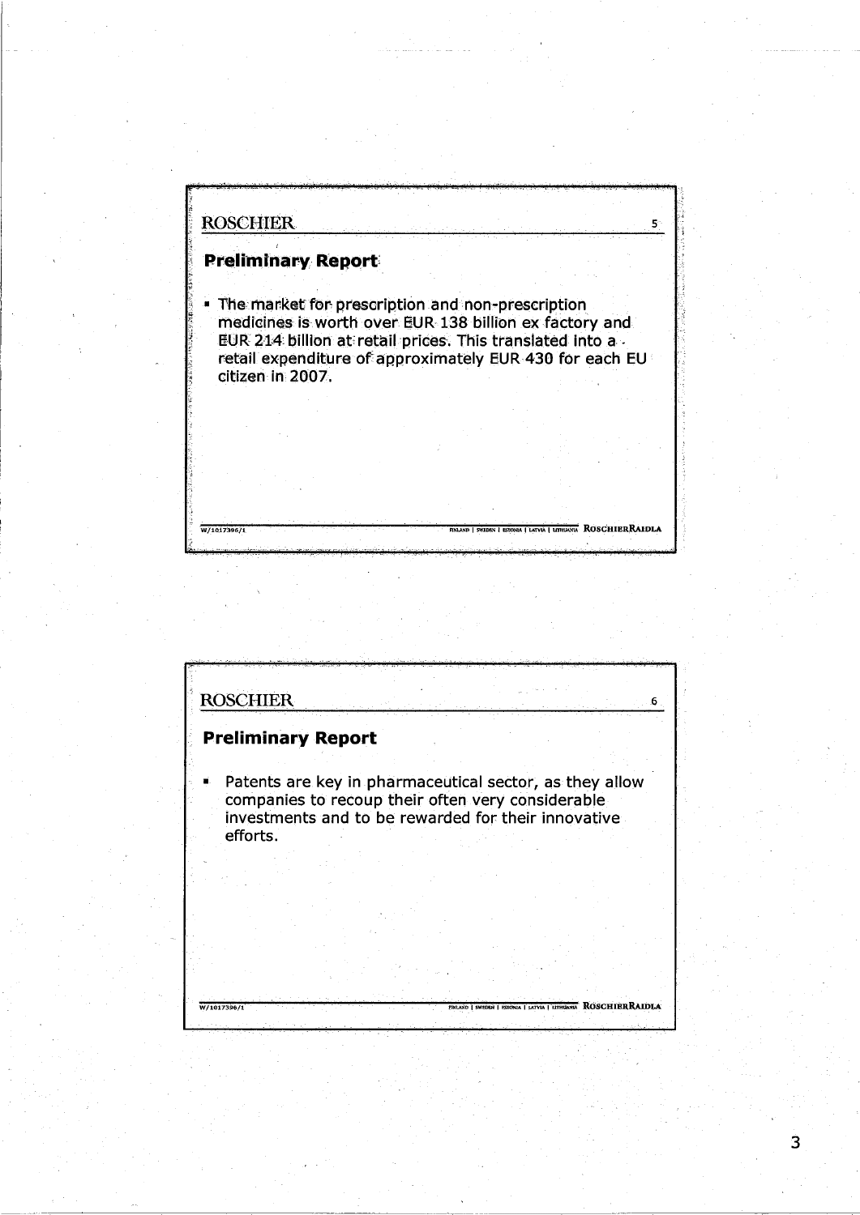ROSCHIER

## Preliminary Report

- The market for prescription and non-prescription medicines is worth over EUR 138 billion ex factory and EUR 214 billion at retail prices. This translated into a retail expenditure of approximately EUR 430 for each EU citizen in 2007.

W/1017396/1

FINLAND | SWEDEN | ESTONIA | LATVIA | LITHUANIA ROSCHIERRAIDLA

ROSCHIER

## Preliminary Report

- Patents are key in pharmaceutical sector, as they allow companies to recoup their often very considerable investments and to be rewarded for their innovative efforts.

W/1017396/1

FINLAND | SWEDEN | ESTONIA | LATVIA | LITHUANIA ROSCHIERRAIDLA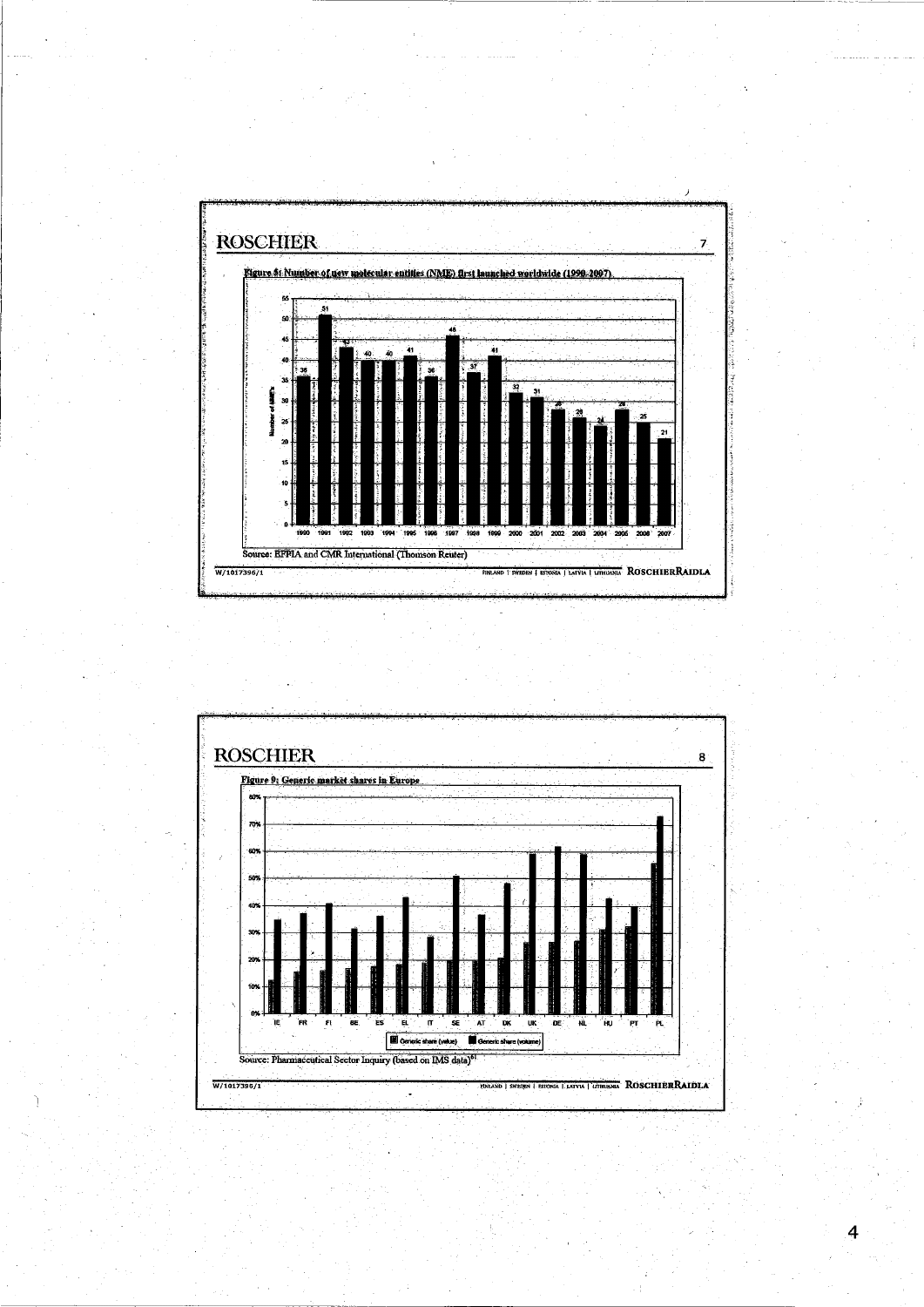## ROSCHIER

**Figure 8: Number of new molecular entities (NME) first launched worldwide (1990-2007)**

| Year | Number of NME's |
|---|---|
| 1990 | 36 |
| 1991 | 51 |
| 1992 | 43 |
| 1993 | 40 |
| 1994 | 40 |
| 1995 | 41 |
| 1996 | 36 |
| 1997 | 46 |
| 1998 | 37 |
| 1999 | 41 |
| 2000 | 32 |
| 2001 | 31 |
| 2002 | 28 |
| 2003 | 26 |
| 2004 | 24 |
| 2005 | 28 |
| 2006 | 25 |
| 2007 | 21 |

Source: EFPIA and CMR International (Thomson Reuter)

W/1017396/1

## ROSCHIER

**Figure 9: Generic market shares in Europe**

Countries: IE, FR, FI, BE, ES, EL, IT, SE, AT, DK, UK, DE, NL, HU, PT, PL

Legend: Generic share (value); Generic share (volume)

Source: Pharmaceutical Sector Inquiry (based on IMS data)[61]

W/1017396/1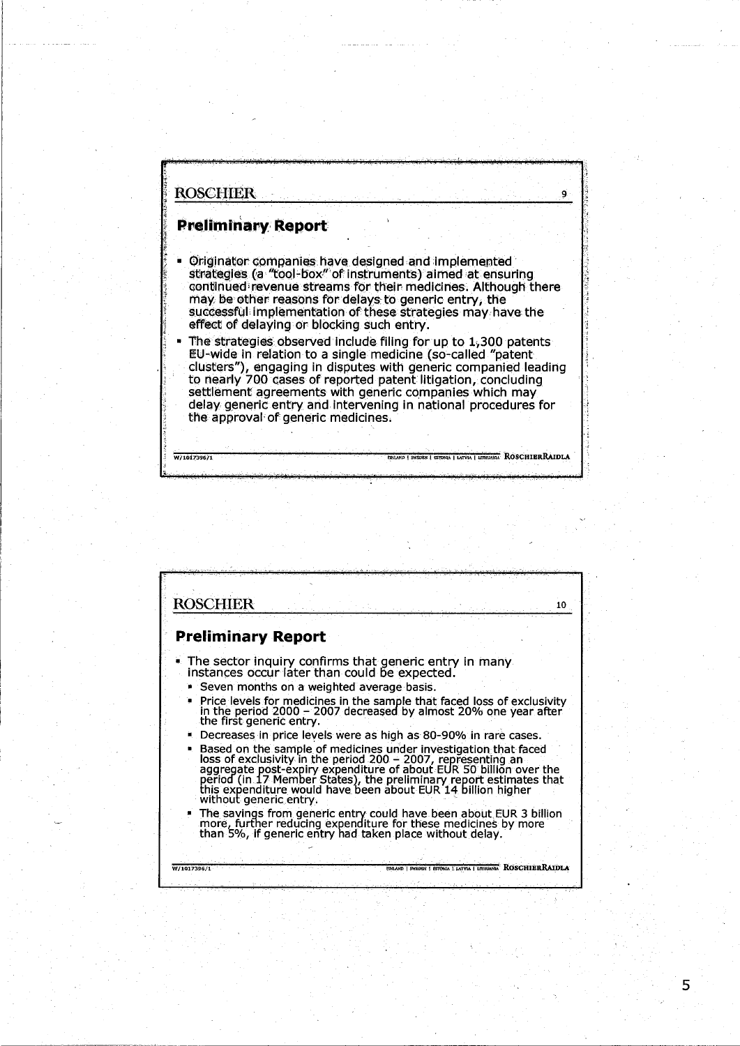## Preliminary Report

- Originator companies have designed and implemented strategies (a "tool-box" of instruments) aimed at ensuring continued revenue streams for their medicines. Although there may be other reasons for delays to generic entry, the successful implementation of these strategies may have the effect of delaying or blocking such entry.
- The strategies observed include filing for up to 1,300 patents EU-wide in relation to a single medicine (so-called "patent clusters"), engaging in disputes with generic companied leading to nearly 700 cases of reported patent litigation, concluding settlement agreements with generic companies which may delay generic entry and intervening in national procedures for the approval of generic medicines.

## Preliminary Report

- The sector inquiry confirms that generic entry in many instances occur later than could be expected.
  - Seven months on a weighted average basis.
  - Price levels for medicines in the sample that faced loss of exclusivity in the period 2000 – 2007 decreased by almost 20% one year after the first generic entry.
  - Decreases in price levels were as high as 80-90% in rare cases.
  - Based on the sample of medicines under investigation that faced loss of exclusivity in the period 200 – 2007, representing an aggregate post-expiry expenditure of about EUR 50 billion over the period (in 17 Member States), the preliminary report estimates that this expenditure would have been about EUR 14 billion higher without generic entry.
  - The savings from generic entry could have been about EUR 3 billion more, further reducing expenditure for these medicines by more than 5%, if generic entry had taken place without delay.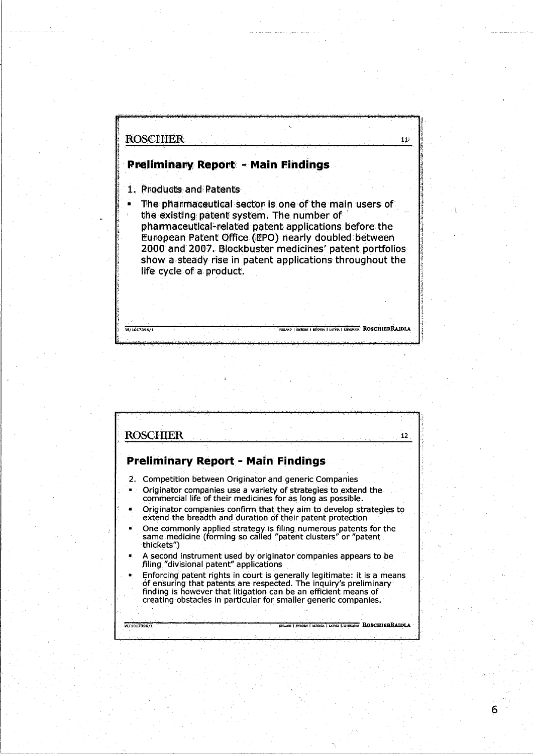## Preliminary Report - Main Findings

1. Products and Patents

- The pharmaceutical sector is one of the main users of the existing patent system. The number of pharmaceutical-related patent applications before the European Patent Office (EPO) nearly doubled between 2000 and 2007. Blockbuster medicines' patent portfolios show a steady rise in patent applications throughout the life cycle of a product.

## Preliminary Report - Main Findings

2. Competition between Originator and generic Companies

- Originator companies use a variety of strategies to extend the commercial life of their medicines for as long as possible.
- Originator companies confirm that they aim to develop strategies to extend the breadth and duration of their patent protection
- One commonly applied strategy is filing numerous patents for the same medicine (forming so called "patent clusters" or "patent thickets")
- A second instrument used by originator companies appears to be filing "divisional patent" applications
- Enforcing patent rights in court is generally legitimate: it is a means of ensuring that patents are respected. The inquiry's preliminary finding is however that litigation can be an efficient means of creating obstacles in particular for smaller generic companies.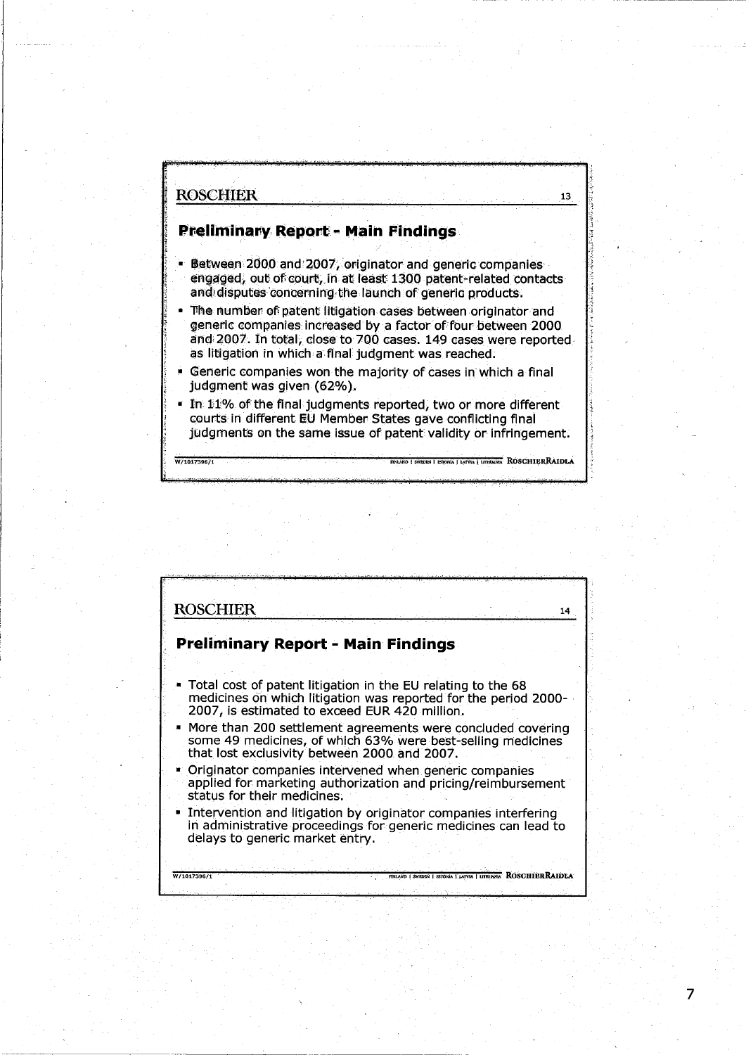## Preliminary Report - Main Findings

- Between 2000 and 2007, originator and generic companies engaged, out of court, in at least 1300 patent-related contacts and disputes concerning the launch of generic products.
- The number of patent litigation cases between originator and generic companies increased by a factor of four between 2000 and 2007. In total, close to 700 cases. 149 cases were reported as litigation in which a final judgment was reached.
- Generic companies won the majority of cases in which a final judgment was given (62%).
- In 11% of the final judgments reported, two or more different courts in different EU Member States gave conflicting final judgments on the same issue of patent validity or infringement.

## Preliminary Report - Main Findings

- Total cost of patent litigation in the EU relating to the 68 medicines on which litigation was reported for the period 2000-2007, is estimated to exceed EUR 420 million.
- More than 200 settlement agreements were concluded covering some 49 medicines, of which 63% were best-selling medicines that lost exclusivity between 2000 and 2007.
- Originator companies intervened when generic companies applied for marketing authorization and pricing/reimbursement status for their medicines.
- Intervention and litigation by originator companies interfering in administrative proceedings for generic medicines can lead to delays to generic market entry.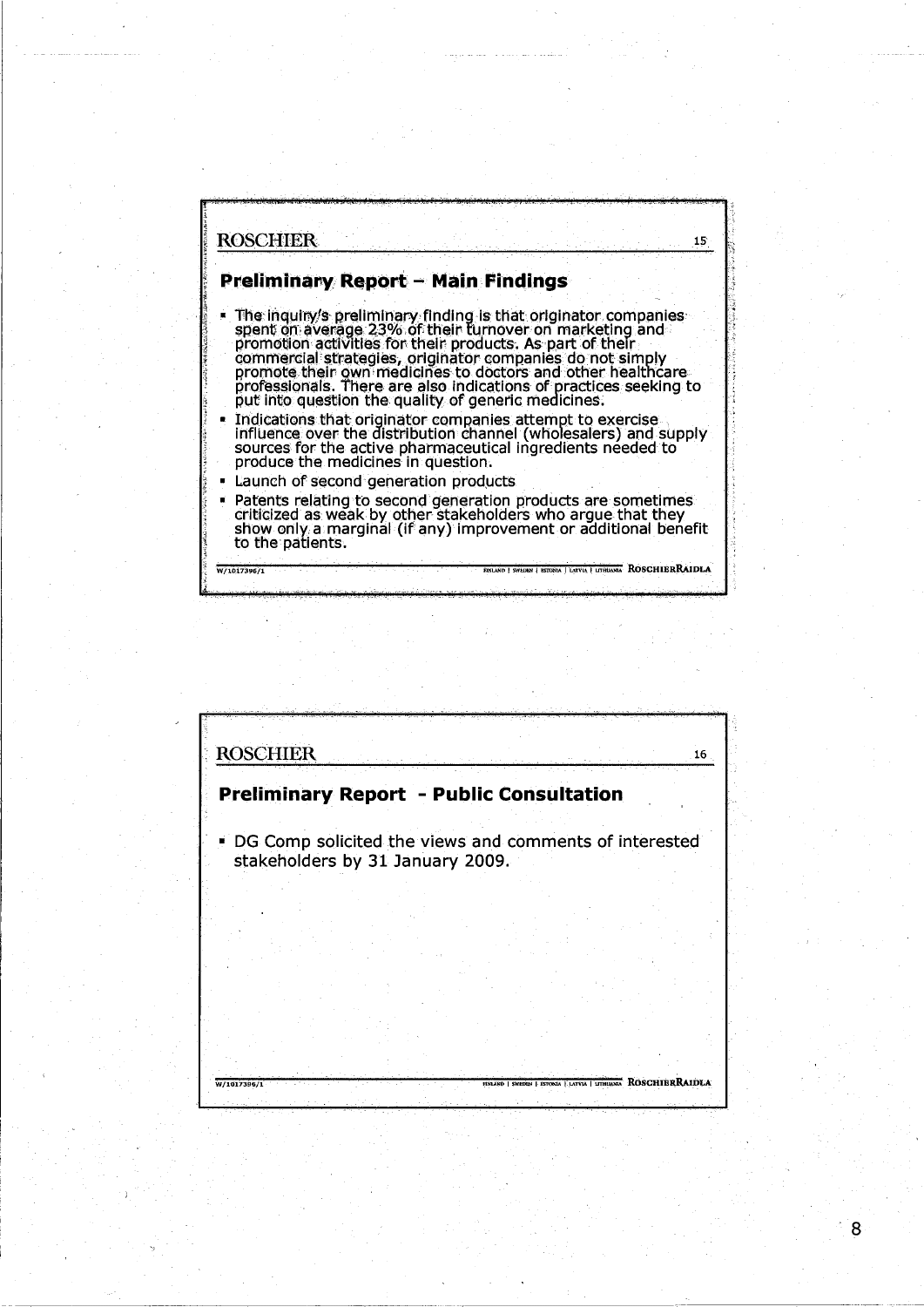## Preliminary Report – Main Findings

- The inquiry's preliminary finding is that originator companies spent on average 23% of their turnover on marketing and promotion activities for their products. As part of their commercial strategies, originator companies do not simply promote their own medicines to doctors and other healthcare professionals. There are also indications of practices seeking to put into question the quality of generic medicines.
- Indications that originator companies attempt to exercise influence over the distribution channel (wholesalers) and supply sources for the active pharmaceutical ingredients needed to produce the medicines in question.
- Launch of second generation products
- Patents relating to second generation products are sometimes criticized as weak by other stakeholders who argue that they show only a marginal (if any) improvement or additional benefit to the patients.

## Preliminary Report - Public Consultation

- DG Comp solicited the views and comments of interested stakeholders by 31 January 2009.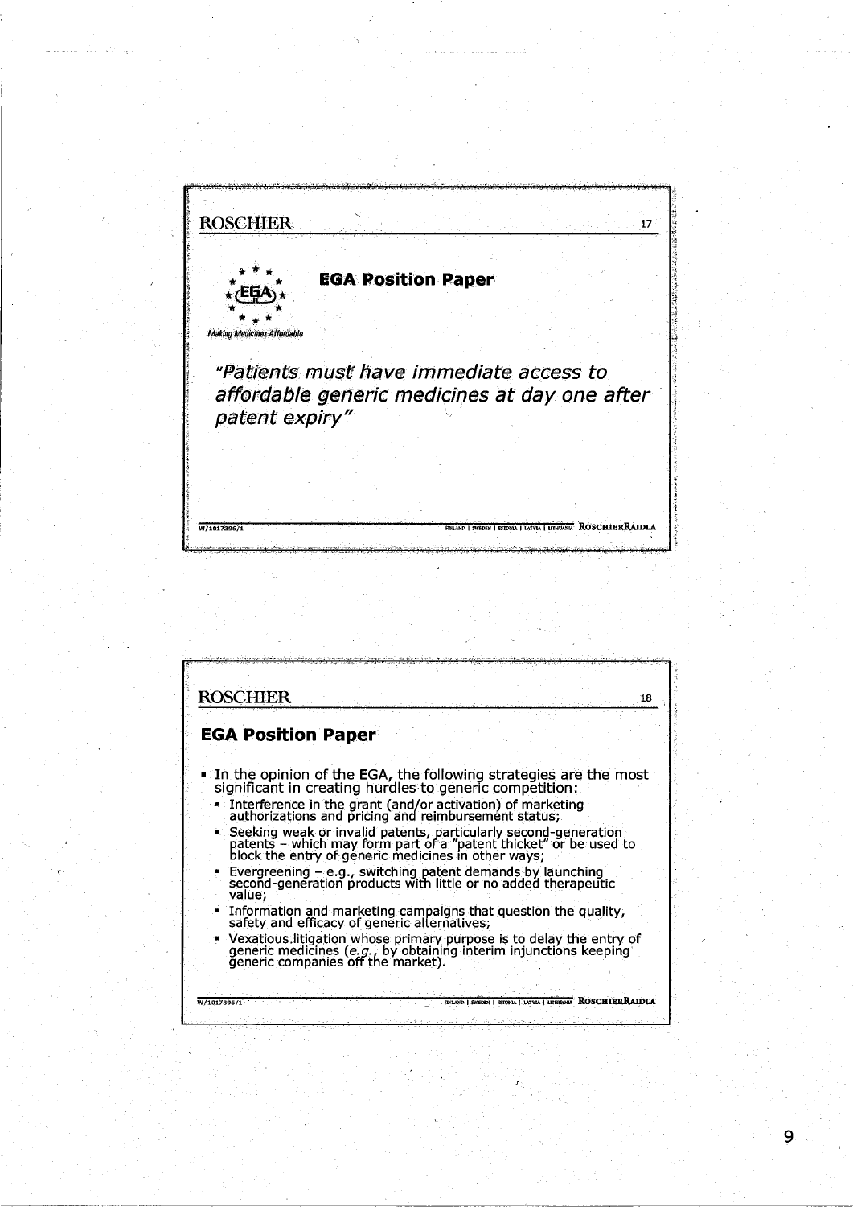## EGA Position Paper

Making Medicines Affordable

*"Patients must have immediate access to affordable generic medicines at day one after patent expiry"*

## EGA Position Paper

- In the opinion of the EGA, the following strategies are the most significant in creating hurdles to generic competition:
  - Interference in the grant (and/or activation) of marketing authorizations and pricing and reimbursement status;
  - Seeking weak or invalid patents, particularly second-generation patents – which may form part of a "patent thicket" or be used to block the entry of generic medicines in other ways;
  - Evergreening – e.g., switching patent demands by launching second-generation products with little or no added therapeutic value;
  - Information and marketing campaigns that question the quality, safety and efficacy of generic alternatives;
  - Vexatious litigation whose primary purpose is to delay the entry of generic medicines (*e.g.*, by obtaining interim injunctions keeping generic companies off the market).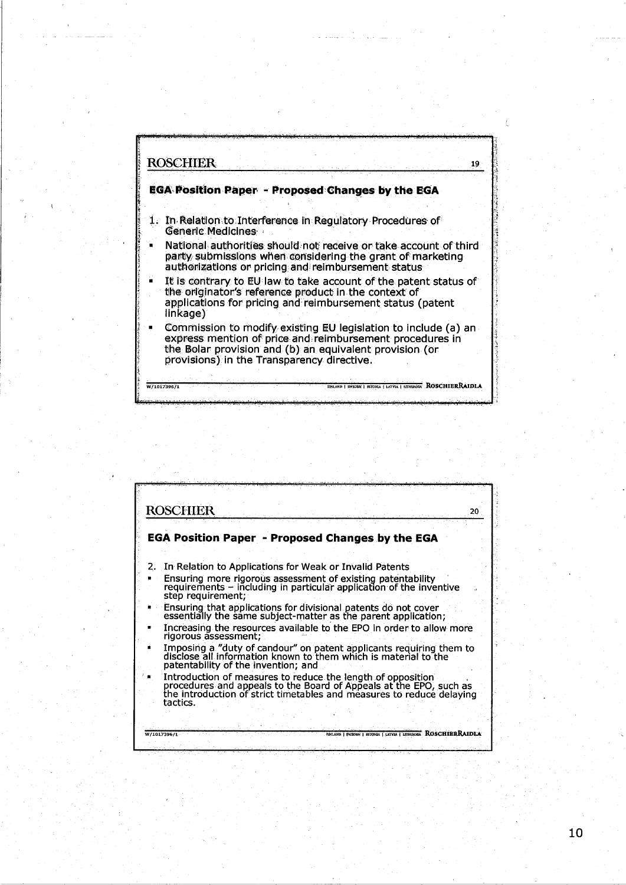## EGA Position Paper - Proposed Changes by the EGA

1. In Relation to Interference in Regulatory Procedures of Generic Medicines

- National authorities should not receive or take account of third party submissions when considering the grant of marketing authorizations or pricing and reimbursement status
- It is contrary to EU law to take account of the patent status of the originator's reference product in the context of applications for pricing and reimbursement status (patent linkage)
- Commission to modify existing EU legislation to include (a) an express mention of price and reimbursement procedures in the Bolar provision and (b) an equivalent provision (or provisions) in the Transparency directive.

## EGA Position Paper - Proposed Changes by the EGA

2. In Relation to Applications for Weak or Invalid Patents

- Ensuring more rigorous assessment of existing patentability requirements – including in particular application of the inventive step requirement;
- Ensuring that applications for divisional patents do not cover essentially the same subject-matter as the parent application;
- Increasing the resources available to the EPO in order to allow more rigorous assessment;
- Imposing a "duty of candour" on patent applicants requiring them to disclose all information known to them which is material to the patentability of the invention; and
- Introduction of measures to reduce the length of opposition procedures and appeals to the Board of Appeals at the EPO, such as the introduction of strict timetables and measures to reduce delaying tactics.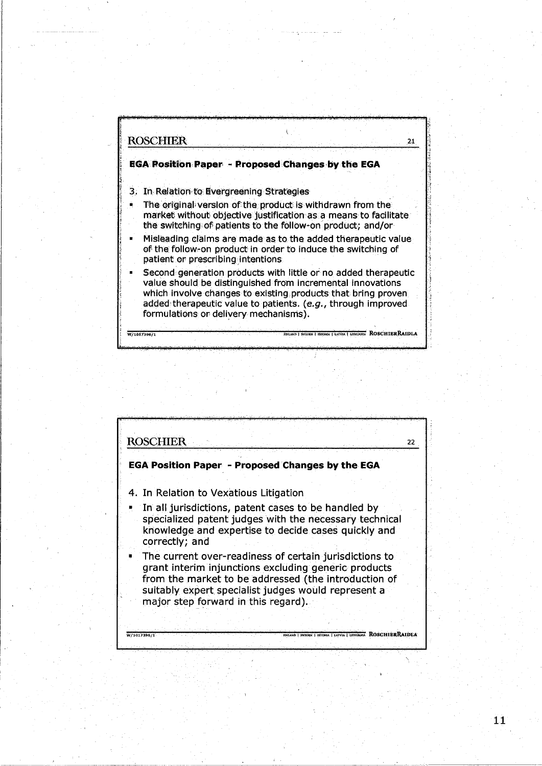## EGA Position Paper - Proposed Changes by the EGA

3. In Relation to Evergreening Strategies

- The original version of the product is withdrawn from the market without objective justification as a means to facilitate the switching of patients to the follow-on product; and/or
- Misleading claims are made as to the added therapeutic value of the follow-on product in order to induce the switching of patient or prescribing intentions
- Second generation products with little or no added therapeutic value should be distinguished from incremental innovations which involve changes to existing products that bring proven added therapeutic value to patients. (*e.g.*, through improved formulations or delivery mechanisms).

## EGA Position Paper - Proposed Changes by the EGA

4. In Relation to Vexatious Litigation

- In all jurisdictions, patent cases to be handled by specialized patent judges with the necessary technical knowledge and expertise to decide cases quickly and correctly; and
- The current over-readiness of certain jurisdictions to grant interim injunctions excluding generic products from the market to be addressed (the introduction of suitably expert specialist judges would represent a major step forward in this regard).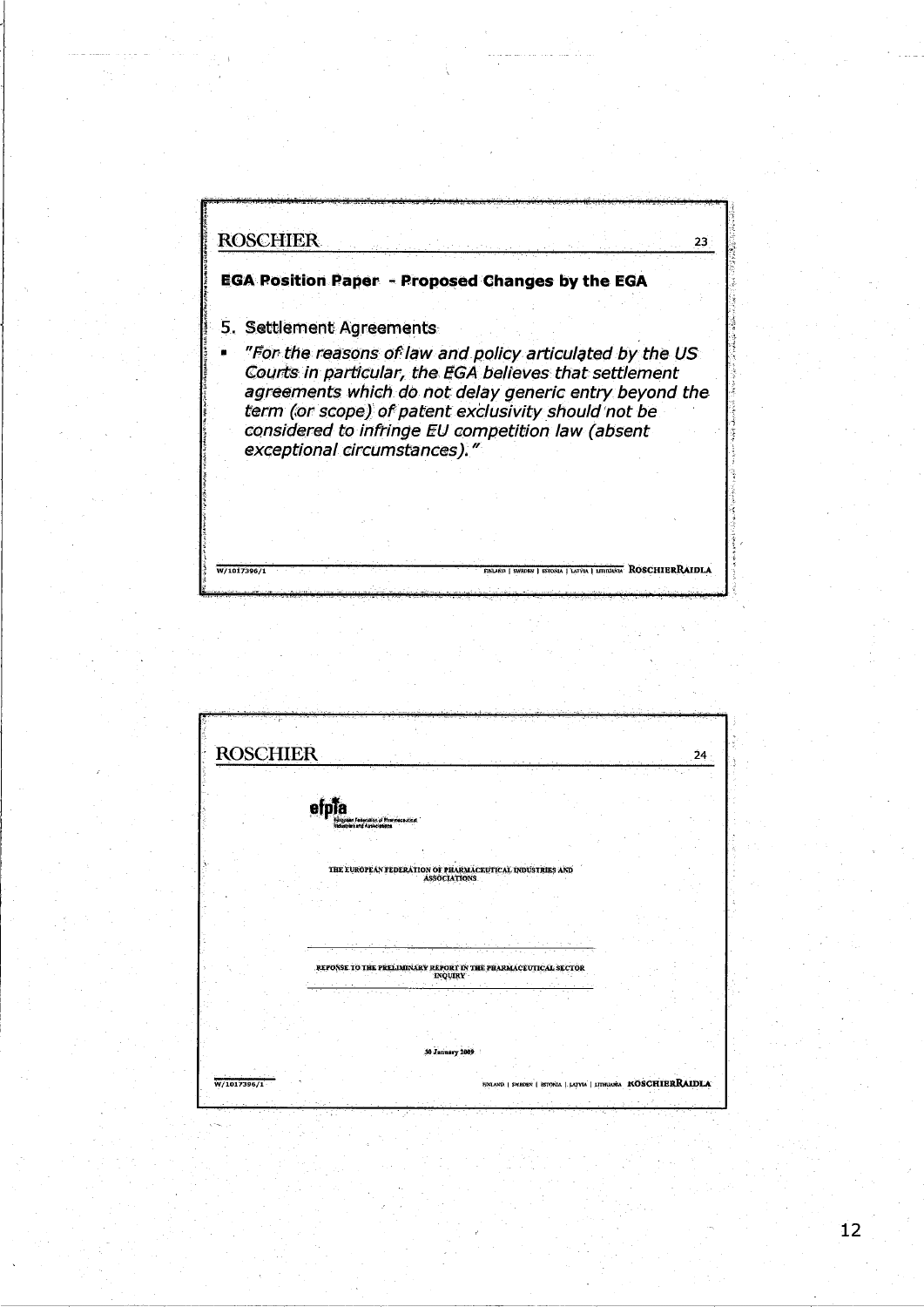ROSCHIER

### EGA Position Paper - Proposed Changes by the EGA

5. Settlement Agreements

- *"For the reasons of law and policy articulated by the US Courts in particular, the EGA believes that settlement agreements which do not delay generic entry beyond the term (or scope) of patent exclusivity should not be considered to infringe EU competition law (absent exceptional circumstances)."*

W/1017396/1

FINLAND | SWEDEN | ESTONIA | LATVIA | LITHUANIA ROSCHIERRAIDLA

---

ROSCHIER

efpia

European Federation of Pharmaceutical Industries and Associations

THE EUROPEAN FEDERATION OF PHARMACEUTICAL INDUSTRIES AND ASSOCIATIONS

RESPONSE TO THE PRELIMINARY REPORT IN THE PHARMACEUTICAL SECTOR INQUIRY

30 January 2009

W/1017396/1

FINLAND | SWEDEN | ESTONIA | LATVIA | LITHUANIA ROSCHIERRAIDLA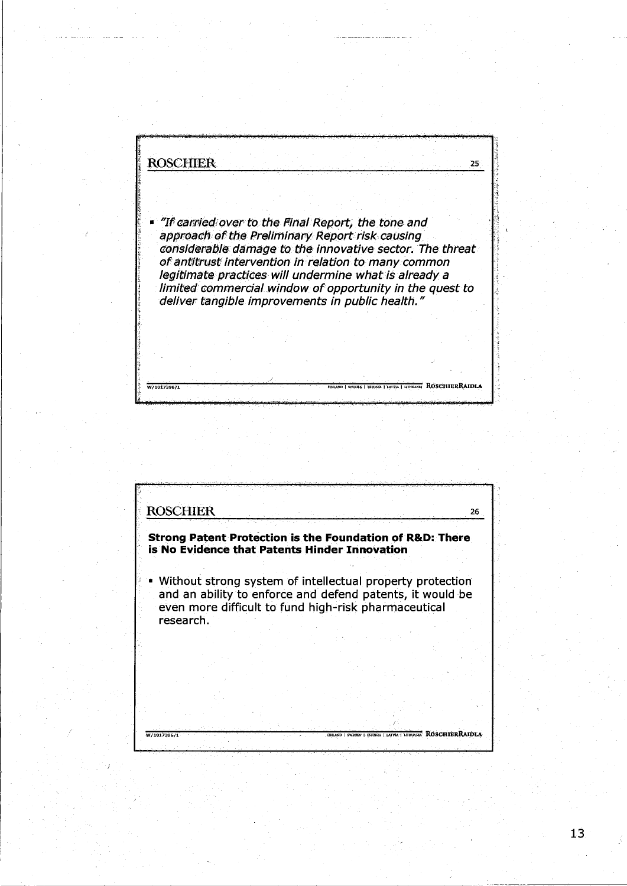- *"If carried over to the Final Report, the tone and approach of the Preliminary Report risk causing considerable damage to the innovative sector. The threat of antitrust intervention in relation to many common legitimate practices will undermine what is already a limited commercial window of opportunity in the quest to deliver tangible improvements in public health."*

**Strong Patent Protection is the Foundation of R&D: There is No Evidence that Patents Hinder Innovation**

- Without strong system of intellectual property protection and an ability to enforce and defend patents, it would be even more difficult to fund high-risk pharmaceutical research.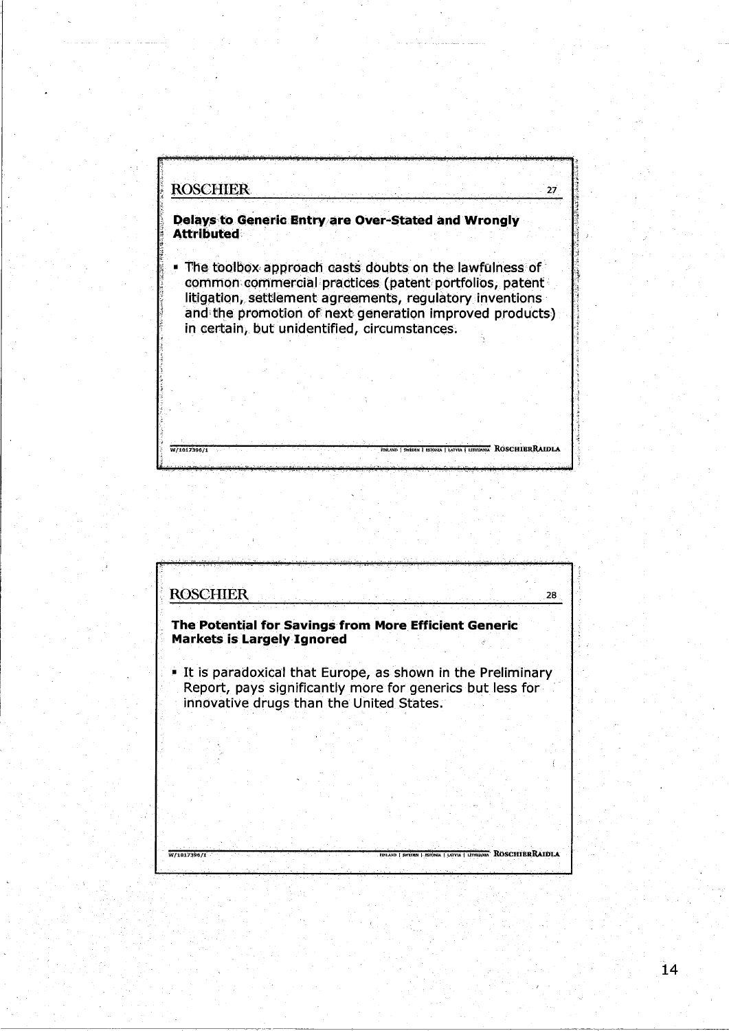## Delays to Generic Entry are Over-Stated and Wrongly Attributed

- The toolbox approach casts doubts on the lawfulness of common commercial practices (patent portfolios, patent litigation, settlement agreements, regulatory inventions and the promotion of next generation improved products) in certain, but unidentified, circumstances.

## The Potential for Savings from More Efficient Generic Markets is Largely Ignored

- It is paradoxical that Europe, as shown in the Preliminary Report, pays significantly more for generics but less for innovative drugs than the United States.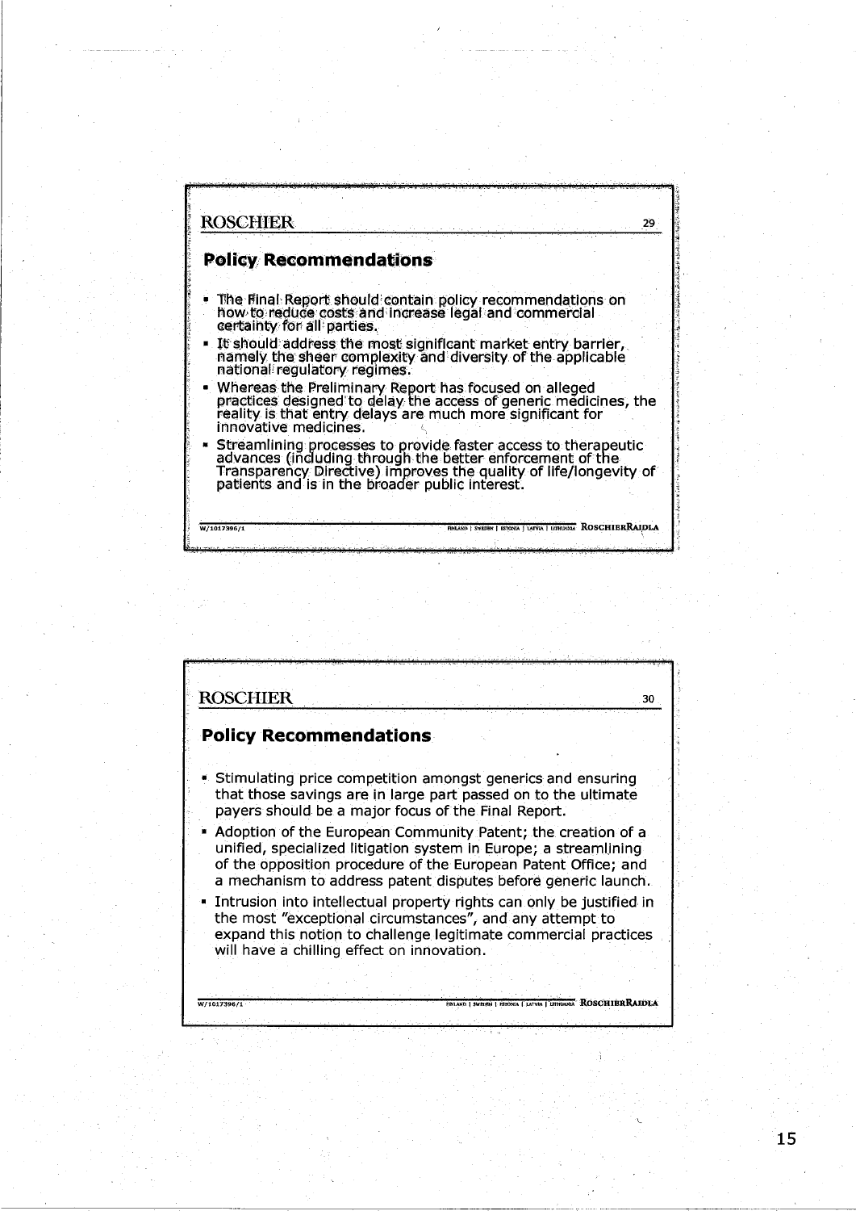## Policy Recommendations

- The Final Report should contain policy recommendations on how to reduce costs and increase legal and commercial certainty for all parties.
- It should address the most significant market entry barrier, namely the sheer complexity and diversity of the applicable national regulatory regimes.
- Whereas the Preliminary Report has focused on alleged practices designed to delay the access of generic medicines, the reality is that entry delays are much more significant for innovative medicines.
- Streamlining processes to provide faster access to therapeutic advances (including through the better enforcement of the Transparency Directive) improves the quality of life/longevity of patients and is in the broader public interest.

## Policy Recommendations

- Stimulating price competition amongst generics and ensuring that those savings are in large part passed on to the ultimate payers should be a major focus of the Final Report.
- Adoption of the European Community Patent; the creation of a unified, specialized litigation system in Europe; a streamlining of the opposition procedure of the European Patent Office; and a mechanism to address patent disputes before generic launch.
- Intrusion into intellectual property rights can only be justified in the most "exceptional circumstances", and any attempt to expand this notion to challenge legitimate commercial practices will have a chilling effect on innovation.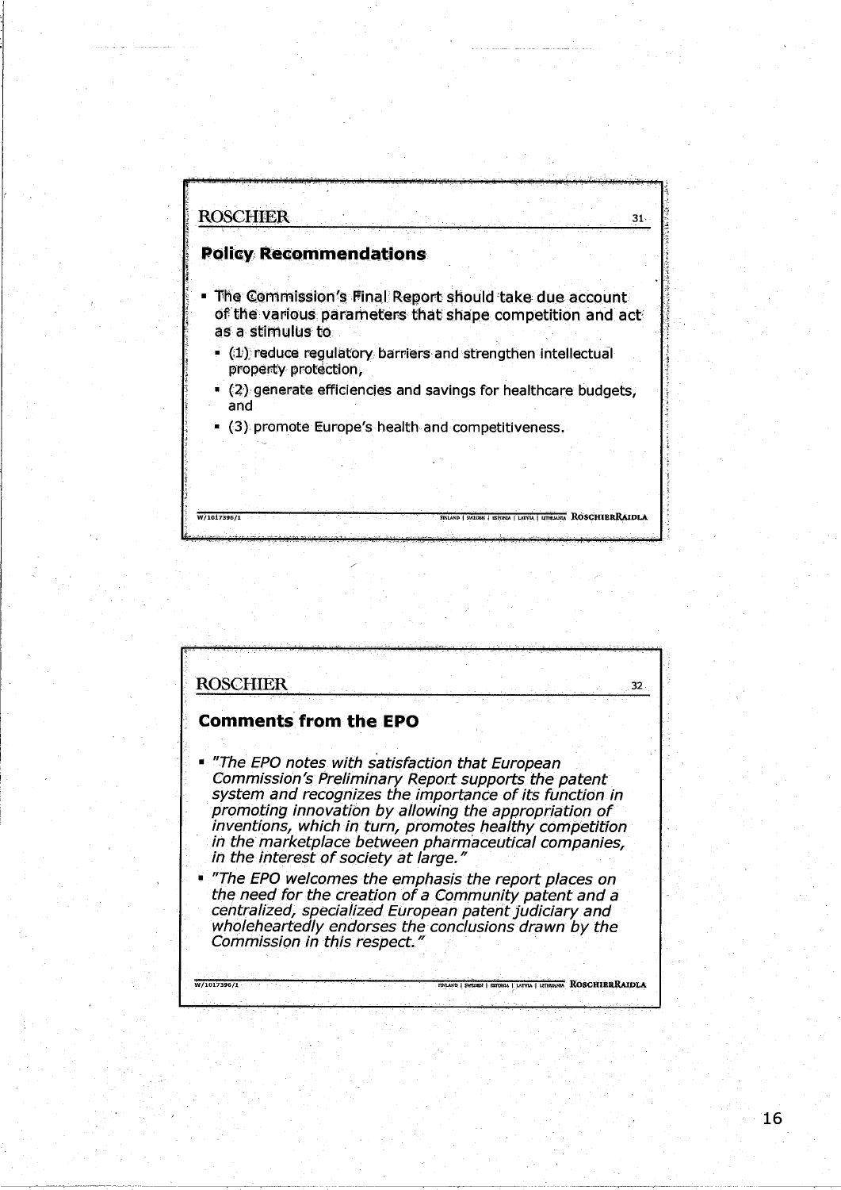## Policy Recommendations

- The Commission's Final Report should take due account of the various parameters that shape competition and act as a stimulus to
  - (1) reduce regulatory barriers and strengthen intellectual property protection,
  - (2) generate efficiencies and savings for healthcare budgets, and
  - (3) promote Europe's health and competitiveness.

## Comments from the EPO

- *"The EPO notes with satisfaction that European Commission's Preliminary Report supports the patent system and recognizes the importance of its function in promoting innovation by allowing the appropriation of inventions, which in turn, promotes healthy competition in the marketplace between pharmaceutical companies, in the interest of society at large."*
- *"The EPO welcomes the emphasis the report places on the need for the creation of a Community patent and a centralized, specialized European patent judiciary and wholeheartedly endorses the conclusions drawn by the Commission in this respect."*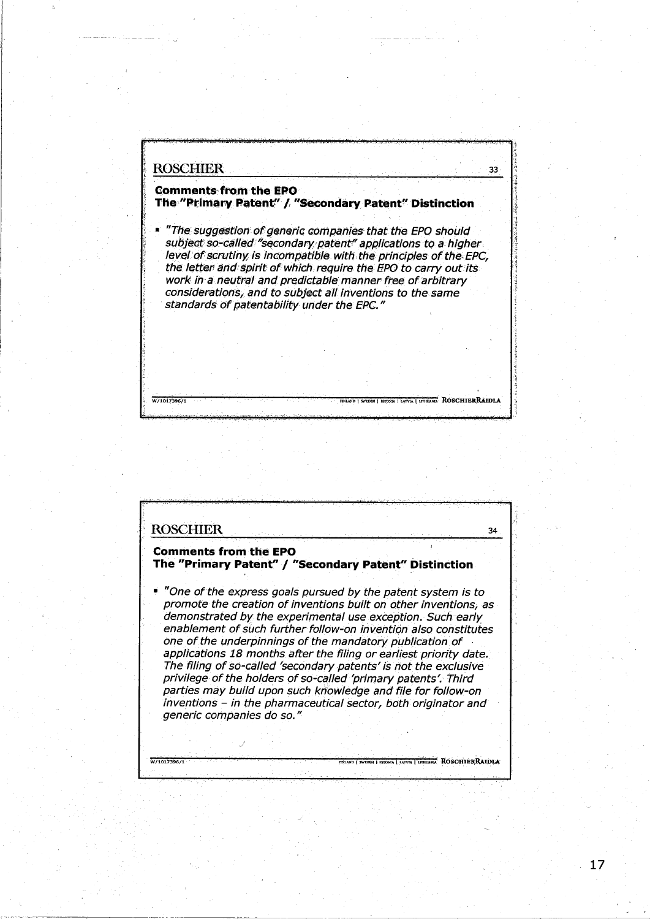## Comments from the EPO
## The "Primary Patent" / "Secondary Patent" Distinction

- *"The suggestion of generic companies that the EPO should subject so-called "secondary patent" applications to a higher level of scrutiny is incompatible with the principles of the EPC, the letter and spirit of which require the EPO to carry out its work in a neutral and predictable manner free of arbitrary considerations, and to subject all inventions to the same standards of patentability under the EPC."*

## Comments from the EPO
## The "Primary Patent" / "Secondary Patent" Distinction

- *"One of the express goals pursued by the patent system is to promote the creation of inventions built on other inventions, as demonstrated by the experimental use exception. Such early enablement of such further follow-on invention also constitutes one of the underpinnings of the mandatory publication of applications 18 months after the filing or earliest priority date. The filing of so-called 'secondary patents' is not the exclusive privilege of the holders of so-called 'primary patents'. Third parties may build upon such knowledge and file for follow-on inventions – in the pharmaceutical sector, both originator and generic companies do so."*